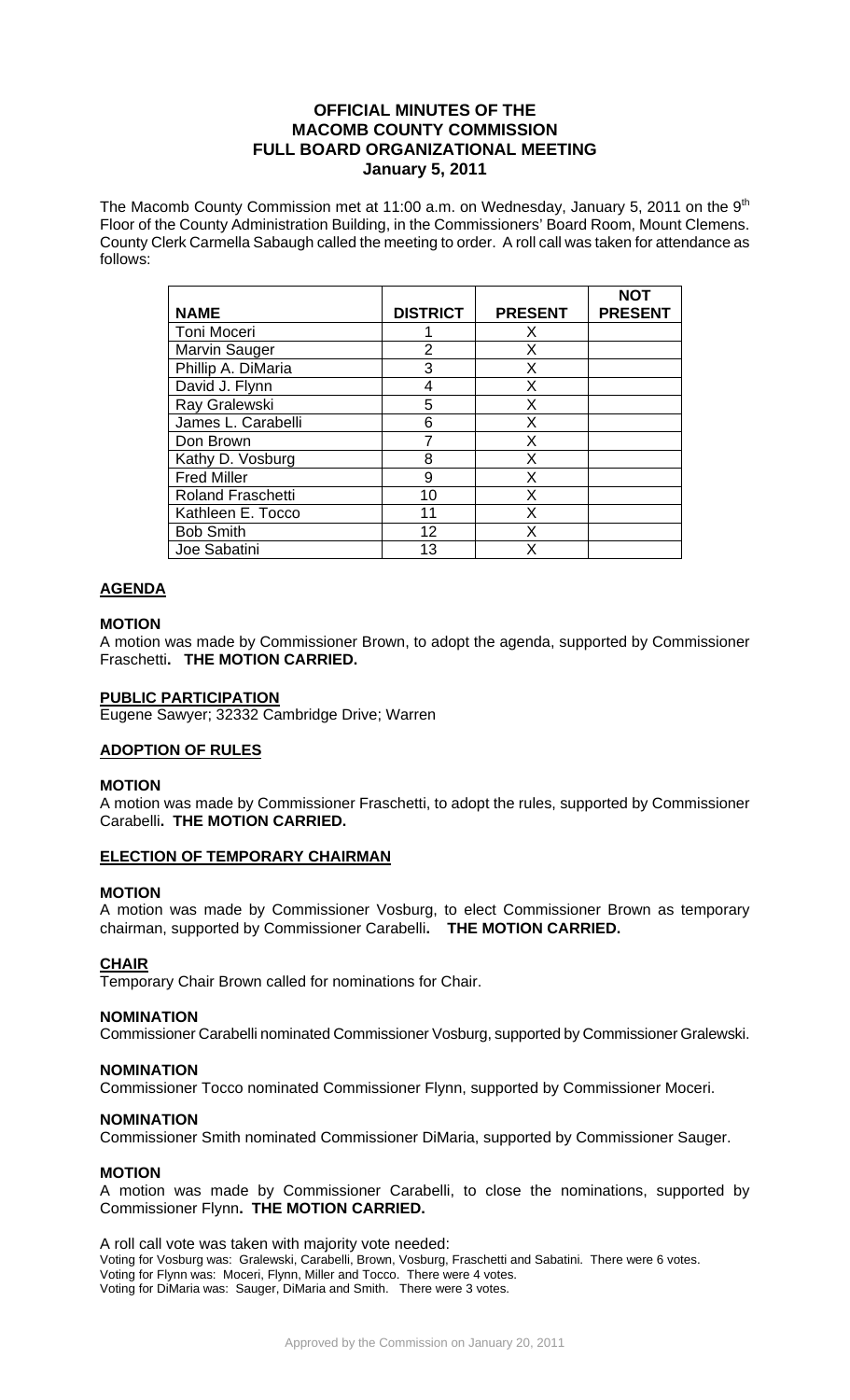# OFFICIAL MINUTES OF THE MACOMB COUNTY COMMISSION FULL BOARD ORGANIZATIONAL MEETING
## January 5, 2011

The Macomb County Commission met at 11:00 a.m. on Wednesday, January 5, 2011 on the 9th Floor of the County Administration Building, in the Commissioners' Board Room, Mount Clemens. County Clerk Carmella Sabaugh called the meeting to order. A roll call was taken for attendance as follows:

| NAME | DISTRICT | PRESENT | NOT PRESENT |
|---|---|---|---|
| Toni Moceri | 1 | X | |
| Marvin Sauger | 2 | X | |
| Phillip A. DiMaria | 3 | X | |
| David J. Flynn | 4 | X | |
| Ray Gralewski | 5 | X | |
| James L. Carabelli | 6 | X | |
| Don Brown | 7 | X | |
| Kathy D. Vosburg | 8 | X | |
| Fred Miller | 9 | X | |
| Roland Fraschetti | 10 | X | |
| Kathleen E. Tocco | 11 | X | |
| Bob Smith | 12 | X | |
| Joe Sabatini | 13 | X | |

**AGENDA**

**MOTION**

A motion was made by Commissioner Brown, to adopt the agenda, supported by Commissioner Fraschetti. **THE MOTION CARRIED.**

**PUBLIC PARTICIPATION**

Eugene Sawyer; 32332 Cambridge Drive; Warren

**ADOPTION OF RULES**

**MOTION**

A motion was made by Commissioner Fraschetti, to adopt the rules, supported by Commissioner Carabelli. **THE MOTION CARRIED.**

**ELECTION OF TEMPORARY CHAIRMAN**

**MOTION**

A motion was made by Commissioner Vosburg, to elect Commissioner Brown as temporary chairman, supported by Commissioner Carabelli. **THE MOTION CARRIED.**

**CHAIR**

Temporary Chair Brown called for nominations for Chair.

**NOMINATION**

Commissioner Carabelli nominated Commissioner Vosburg, supported by Commissioner Gralewski.

**NOMINATION**

Commissioner Tocco nominated Commissioner Flynn, supported by Commissioner Moceri.

**NOMINATION**

Commissioner Smith nominated Commissioner DiMaria, supported by Commissioner Sauger.

**MOTION**

A motion was made by Commissioner Carabelli, to close the nominations, supported by Commissioner Flynn. **THE MOTION CARRIED.**

A roll call vote was taken with majority vote needed:

Voting for Vosburg was: Gralewski, Carabelli, Brown, Vosburg, Fraschetti and Sabatini. There were 6 votes.
Voting for Flynn was: Moceri, Flynn, Miller and Tocco. There were 4 votes.
Voting for DiMaria was: Sauger, DiMaria and Smith. There were 3 votes.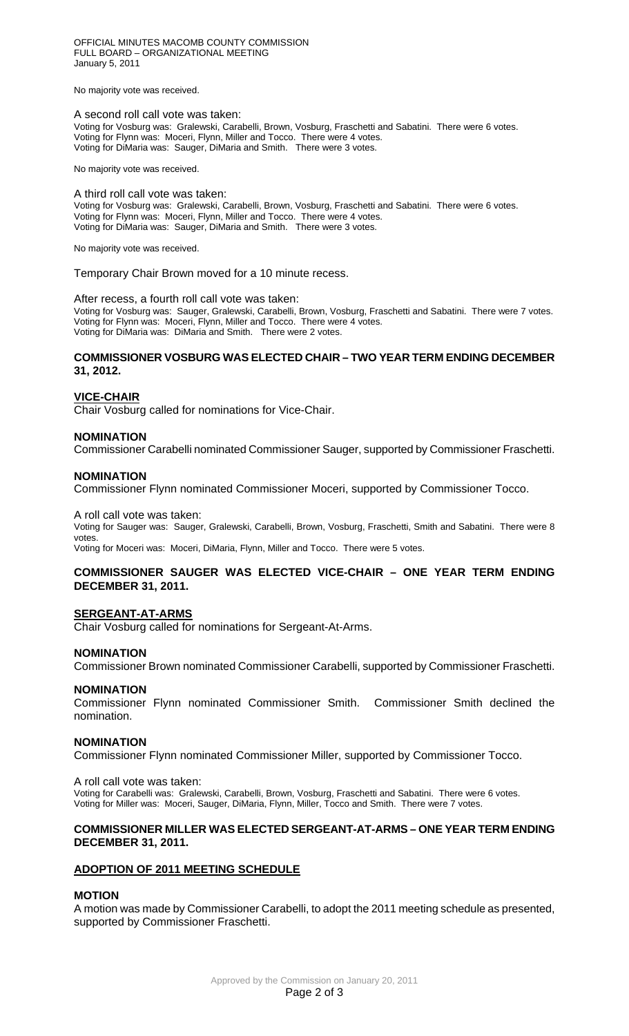No majority vote was received.

A second roll call vote was taken:
Voting for Vosburg was: Gralewski, Carabelli, Brown, Vosburg, Fraschetti and Sabatini. There were 6 votes.
Voting for Flynn was: Moceri, Flynn, Miller and Tocco. There were 4 votes.
Voting for DiMaria was: Sauger, DiMaria and Smith. There were 3 votes.

No majority vote was received.

A third roll call vote was taken:
Voting for Vosburg was: Gralewski, Carabelli, Brown, Vosburg, Fraschetti and Sabatini. There were 6 votes.
Voting for Flynn was: Moceri, Flynn, Miller and Tocco. There were 4 votes.
Voting for DiMaria was: Sauger, DiMaria and Smith. There were 3 votes.

No majority vote was received.

Temporary Chair Brown moved for a 10 minute recess.

After recess, a fourth roll call vote was taken:
Voting for Vosburg was: Sauger, Gralewski, Carabelli, Brown, Vosburg, Fraschetti and Sabatini. There were 7 votes.
Voting for Flynn was: Moceri, Flynn, Miller and Tocco. There were 4 votes.
Voting for DiMaria was: DiMaria and Smith. There were 2 votes.

**COMMISSIONER VOSBURG WAS ELECTED CHAIR – TWO YEAR TERM ENDING DECEMBER 31, 2012.**

**VICE-CHAIR**

Chair Vosburg called for nominations for Vice-Chair.

**NOMINATION**

Commissioner Carabelli nominated Commissioner Sauger, supported by Commissioner Fraschetti.

**NOMINATION**

Commissioner Flynn nominated Commissioner Moceri, supported by Commissioner Tocco.

A roll call vote was taken:
Voting for Sauger was: Sauger, Gralewski, Carabelli, Brown, Vosburg, Fraschetti, Smith and Sabatini. There were 8 votes.
Voting for Moceri was: Moceri, DiMaria, Flynn, Miller and Tocco. There were 5 votes.

**COMMISSIONER SAUGER WAS ELECTED VICE-CHAIR – ONE YEAR TERM ENDING DECEMBER 31, 2011.**

**SERGEANT-AT-ARMS**

Chair Vosburg called for nominations for Sergeant-At-Arms.

**NOMINATION**

Commissioner Brown nominated Commissioner Carabelli, supported by Commissioner Fraschetti.

**NOMINATION**

Commissioner Flynn nominated Commissioner Smith. Commissioner Smith declined the nomination.

**NOMINATION**

Commissioner Flynn nominated Commissioner Miller, supported by Commissioner Tocco.

A roll call vote was taken:
Voting for Carabelli was: Gralewski, Carabelli, Brown, Vosburg, Fraschetti and Sabatini. There were 6 votes.
Voting for Miller was: Moceri, Sauger, DiMaria, Flynn, Miller, Tocco and Smith. There were 7 votes.

**COMMISSIONER MILLER WAS ELECTED SERGEANT-AT-ARMS – ONE YEAR TERM ENDING DECEMBER 31, 2011.**

**ADOPTION OF 2011 MEETING SCHEDULE**

**MOTION**

A motion was made by Commissioner Carabelli, to adopt the 2011 meeting schedule as presented, supported by Commissioner Fraschetti.

Approved by the Commission on January 20, 2011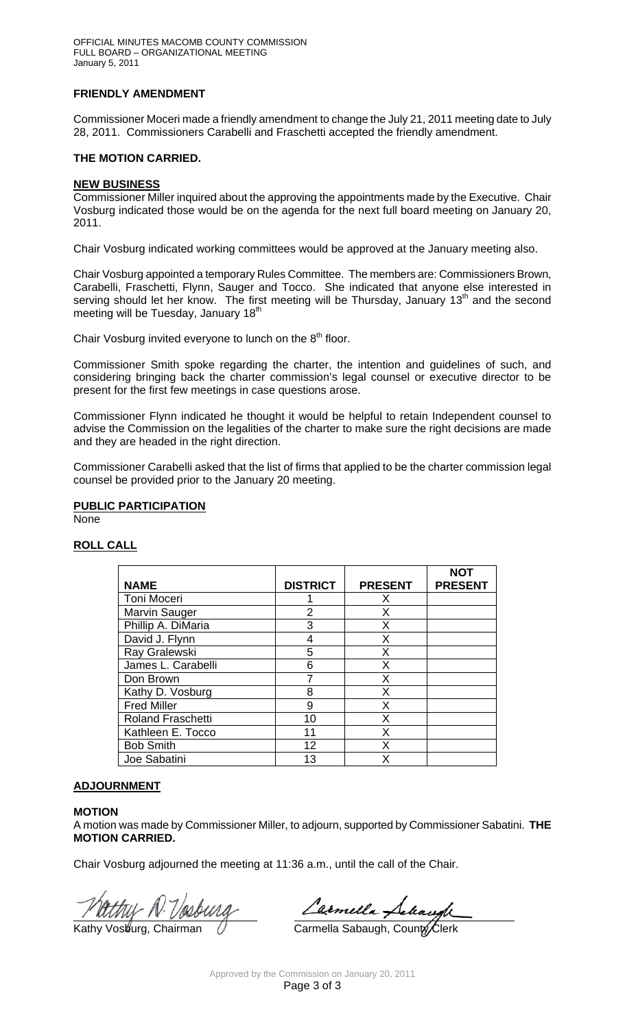## FRIENDLY AMENDMENT

Commissioner Moceri made a friendly amendment to change the July 21, 2011 meeting date to July 28, 2011. Commissioners Carabelli and Fraschetti accepted the friendly amendment.

**THE MOTION CARRIED.**

## NEW BUSINESS

Commissioner Miller inquired about the approving the appointments made by the Executive. Chair Vosburg indicated those would be on the agenda for the next full board meeting on January 20, 2011.

Chair Vosburg indicated working committees would be approved at the January meeting also.

Chair Vosburg appointed a temporary Rules Committee. The members are: Commissioners Brown, Carabelli, Fraschetti, Flynn, Sauger and Tocco. She indicated that anyone else interested in serving should let her know. The first meeting will be Thursday, January 13th and the second meeting will be Tuesday, January 18th

Chair Vosburg invited everyone to lunch on the 8th floor.

Commissioner Smith spoke regarding the charter, the intention and guidelines of such, and considering bringing back the charter commission's legal counsel or executive director to be present for the first few meetings in case questions arose.

Commissioner Flynn indicated he thought it would be helpful to retain Independent counsel to advise the Commission on the legalities of the charter to make sure the right decisions are made and they are headed in the right direction.

Commissioner Carabelli asked that the list of firms that applied to be the charter commission legal counsel be provided prior to the January 20 meeting.

## PUBLIC PARTICIPATION

None

## ROLL CALL

| NAME | DISTRICT | PRESENT | NOT PRESENT |
|---|---|---|---|
| Toni Moceri | 1 | X | |
| Marvin Sauger | 2 | X | |
| Phillip A. DiMaria | 3 | X | |
| David J. Flynn | 4 | X | |
| Ray Gralewski | 5 | X | |
| James L. Carabelli | 6 | X | |
| Don Brown | 7 | X | |
| Kathy D. Vosburg | 8 | X | |
| Fred Miller | 9 | X | |
| Roland Fraschetti | 10 | X | |
| Kathleen E. Tocco | 11 | X | |
| Bob Smith | 12 | X | |
| Joe Sabatini | 13 | X | |

## ADJOURNMENT

**MOTION**

A motion was made by Commissioner Miller, to adjourn, supported by Commissioner Sabatini. **THE MOTION CARRIED.**

Chair Vosburg adjourned the meeting at 11:36 a.m., until the call of the Chair.

Kathy Vosburg, Chairman

Carmella Sabaugh, County Clerk

Approved by the Commission on January 20, 2011